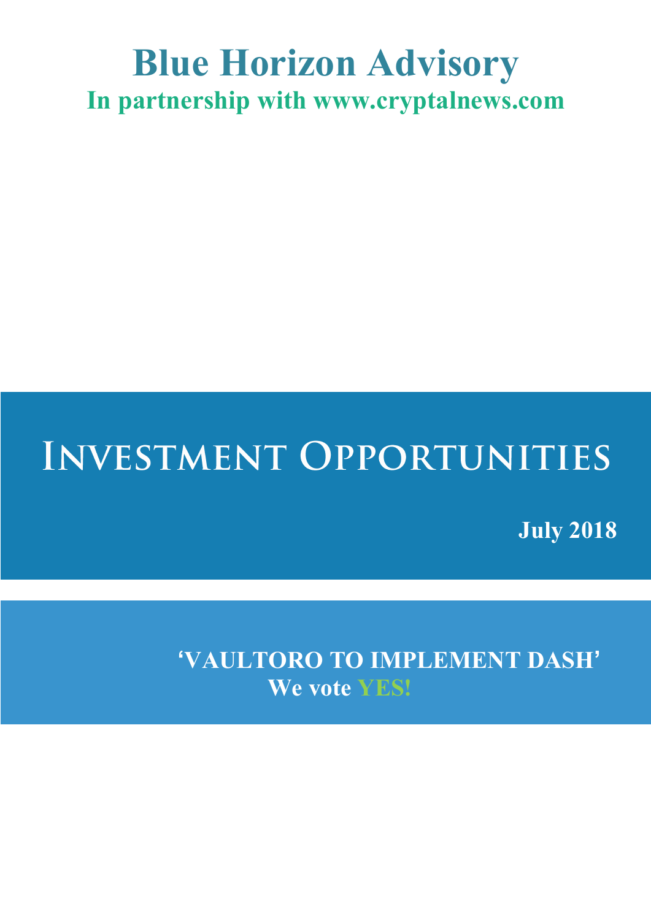# Blue Horizon Advisory

**In partnership with www.cryptalnews.com**

# Investment Opportunities

**July 2018**

**'VAULTORO TO IMPLEMENT DASH'**

**We vote YES!**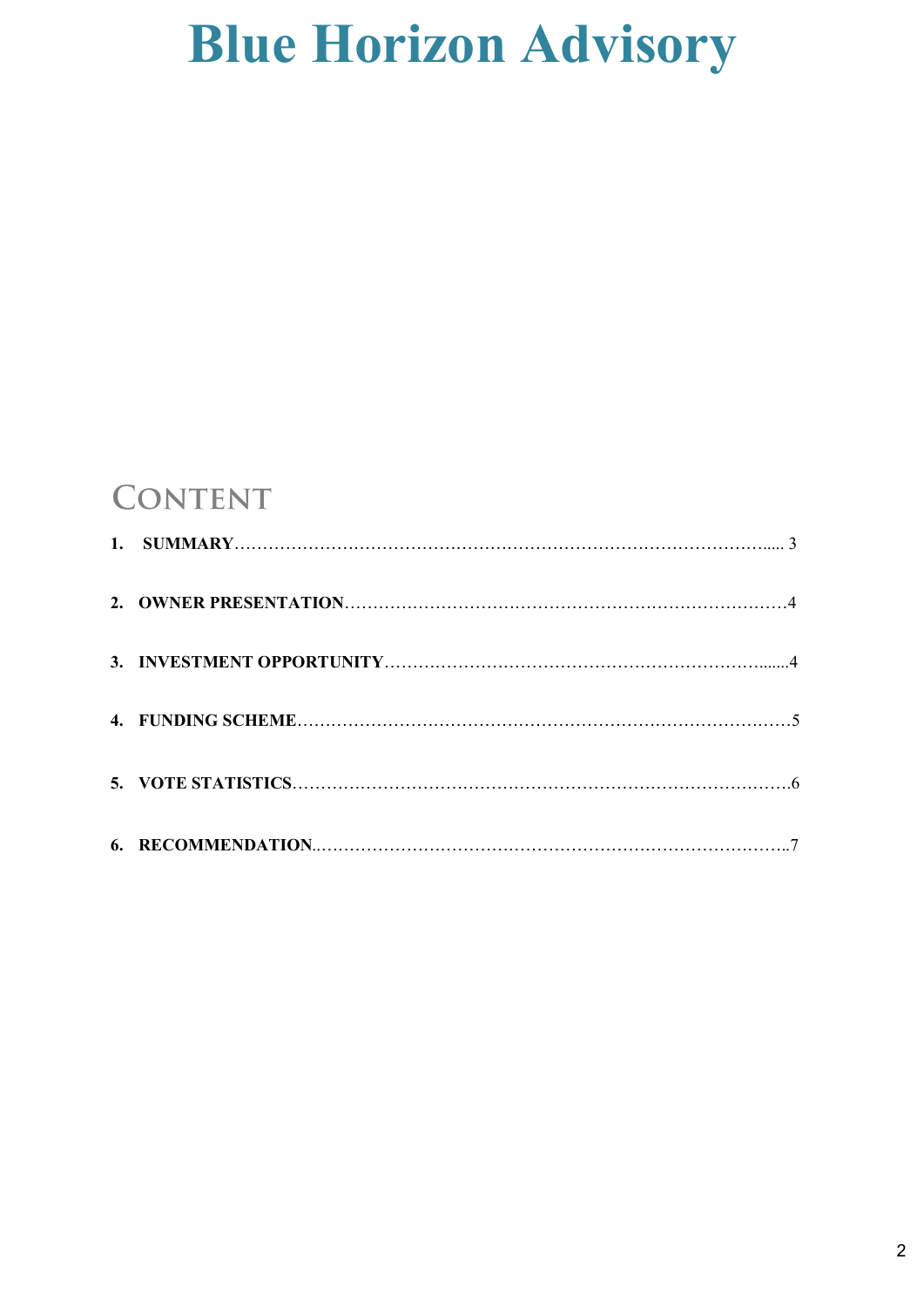# Blue Horizon Advisory

## Content

1. **SUMMARY** ........................................................................ 3
2. **OWNER PRESENTATION** ........................................................................ 4
3. **INVESTMENT OPPORTUNITY** ........................................................................ 4
4. **FUNDING SCHEME** ........................................................................ 5
5. **VOTE STATISTICS** ........................................................................ 6
6. **RECOMMENDATION** ........................................................................ 7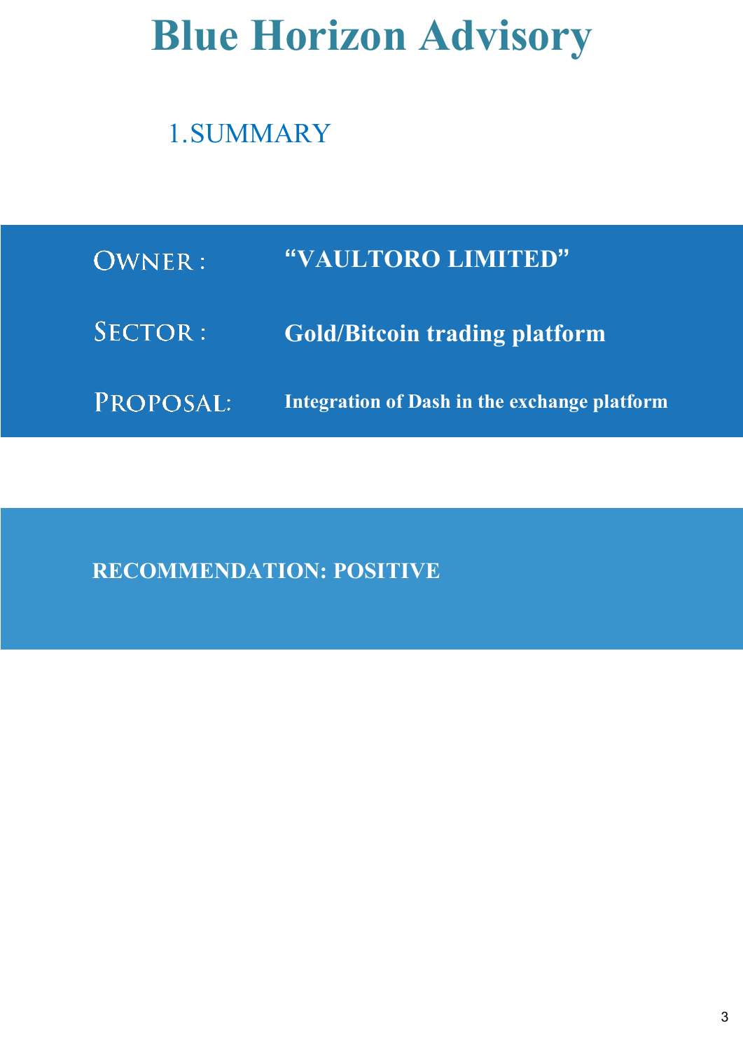# Blue Horizon Advisory

## 1.SUMMARY

| | |
|---|---|
| OWNER : | **“VAULTORO LIMITED”** |
| SECTOR : | **Gold/Bitcoin trading platform** |
| PROPOSAL: | **Integration of Dash in the exchange platform** |

**RECOMMENDATION: POSITIVE**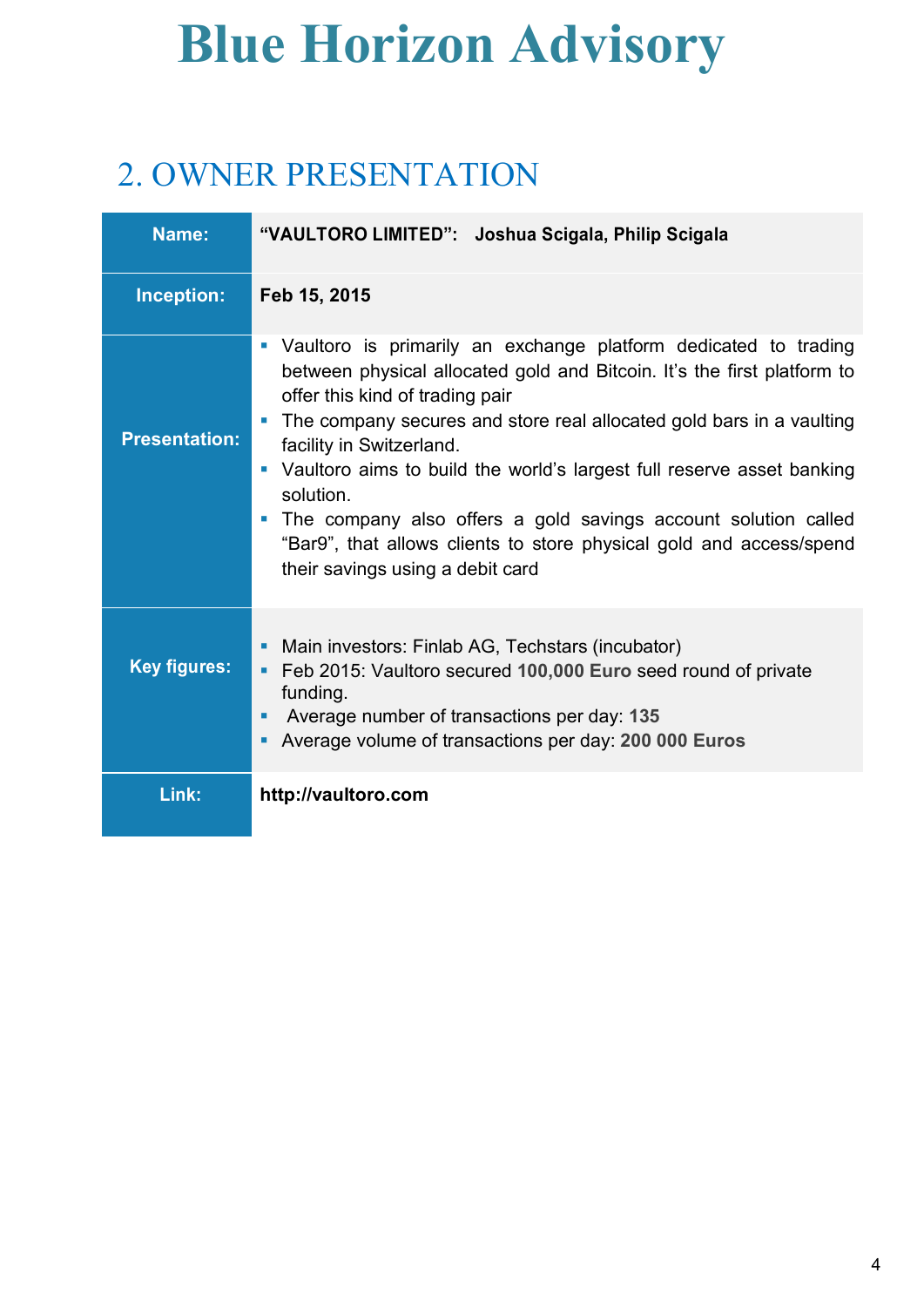# Blue Horizon Advisory

## 2. OWNER PRESENTATION

| | |
|---|---|
| **Name:** | **"VAULTORO LIMITED": Joshua Scigala, Philip Scigala** |
| **Inception:** | **Feb 15, 2015** |
| **Presentation:** | ▪ Vaultoro is primarily an exchange platform dedicated to trading between physical allocated gold and Bitcoin. It's the first platform to offer this kind of trading pair<br>▪ The company secures and store real allocated gold bars in a vaulting facility in Switzerland.<br>▪ Vaultoro aims to build the world's largest full reserve asset banking solution.<br>▪ The company also offers a gold savings account solution called "Bar9", that allows clients to store physical gold and access/spend their savings using a debit card |
| **Key figures:** | ▪ Main investors: Finlab AG, Techstars (incubator)<br>▪ Feb 2015: Vaultoro secured **100,000 Euro** seed round of private funding.<br>▪ Average number of transactions per day: **135**<br>▪ Average volume of transactions per day: **200 000 Euros** |
| **Link:** | **http://vaultoro.com** |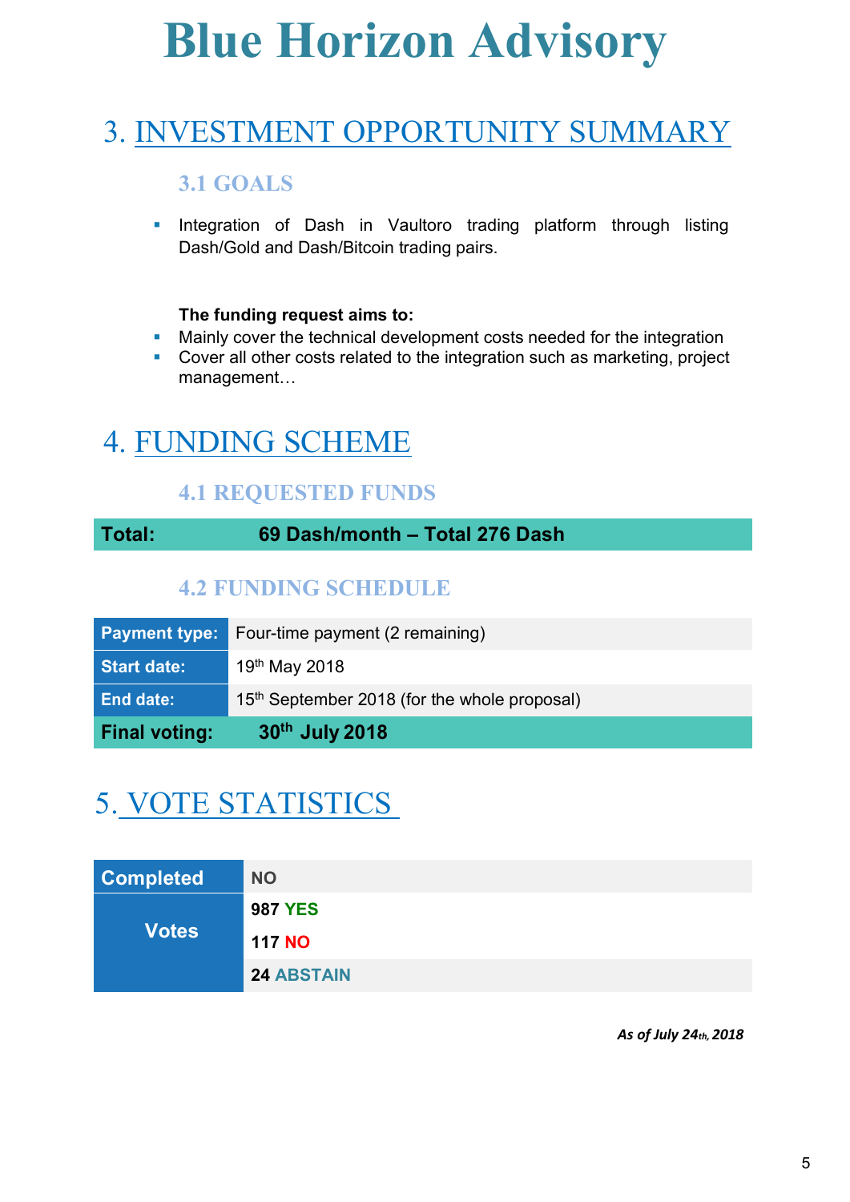# Blue Horizon Advisory

## 3. INVESTMENT OPPORTUNITY SUMMARY

### 3.1 GOALS

- Integration of Dash in Vaultoro trading platform through listing Dash/Gold and Dash/Bitcoin trading pairs.

**The funding request aims to:**

- Mainly cover the technical development costs needed for the integration
- Cover all other costs related to the integration such as marketing, project management…

## 4. FUNDING SCHEME

### 4.1 REQUESTED FUNDS

| Total: | 69 Dash/month – Total 276 Dash |
|---|---|

### 4.2 FUNDING SCHEDULE

| Payment type: | Four-time payment (2 remaining) |
|---|---|
| Start date: | 19th May 2018 |
| End date: | 15th September 2018 (for the whole proposal) |
| Final voting: | 30th July 2018 |

## 5. VOTE STATISTICS

| Completed | NO |
|---|---|
| Votes | 987 YES |
| | 117 NO |
| | 24 ABSTAIN |

*As of July 24th, 2018*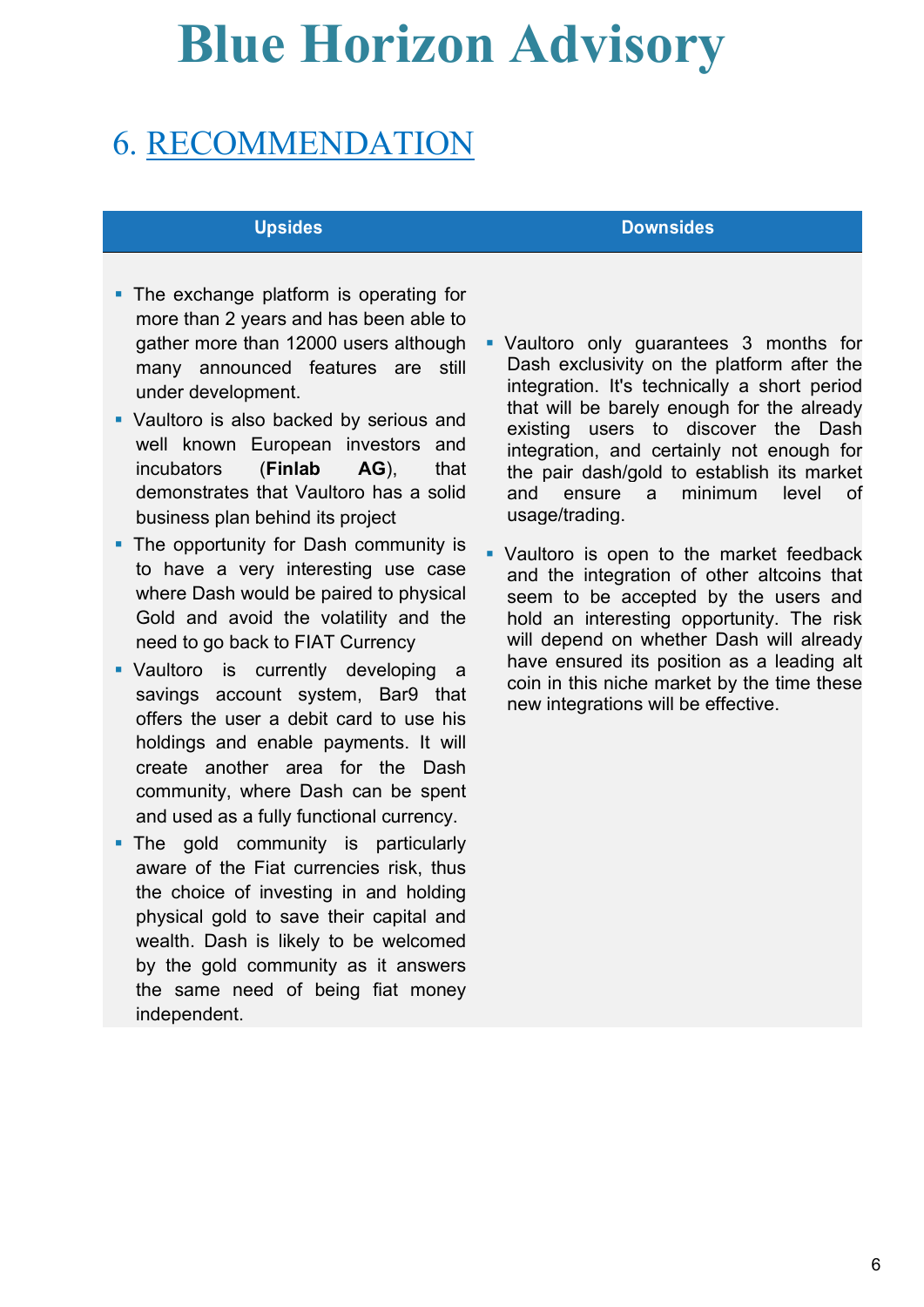# Blue Horizon Advisory

## 6. RECOMMENDATION

| Upsides | Downsides |
|---|---|
| ▪ The exchange platform is operating for more than 2 years and has been able to gather more than 12000 users although many announced features are still under development.<br>▪ Vaultoro is also backed by serious and well known European investors and incubators (**Finlab AG**), that demonstrates that Vaultoro has a solid business plan behind its project<br>▪ The opportunity for Dash community is to have a very interesting use case where Dash would be paired to physical Gold and avoid the volatility and the need to go back to FIAT Currency<br>▪ Vaultoro is currently developing a savings account system, Bar9 that offers the user a debit card to use his holdings and enable payments. It will create another area for the Dash community, where Dash can be spent and used as a fully functional currency.<br>▪ The gold community is particularly aware of the Fiat currencies risk, thus the choice of investing in and holding physical gold to save their capital and wealth. Dash is likely to be welcomed by the gold community as it answers the same need of being fiat money independent. | ▪ Vaultoro only guarantees 3 months for Dash exclusivity on the platform after the integration. It's technically a short period that will be barely enough for the already existing users to discover the Dash integration, and certainly not enough for the pair dash/gold to establish its market and ensure a minimum level of usage/trading.<br>▪ Vaultoro is open to the market feedback and the integration of other altcoins that seem to be accepted by the users and hold an interesting opportunity. The risk will depend on whether Dash will already have ensured its position as a leading alt coin in this niche market by the time these new integrations will be effective. |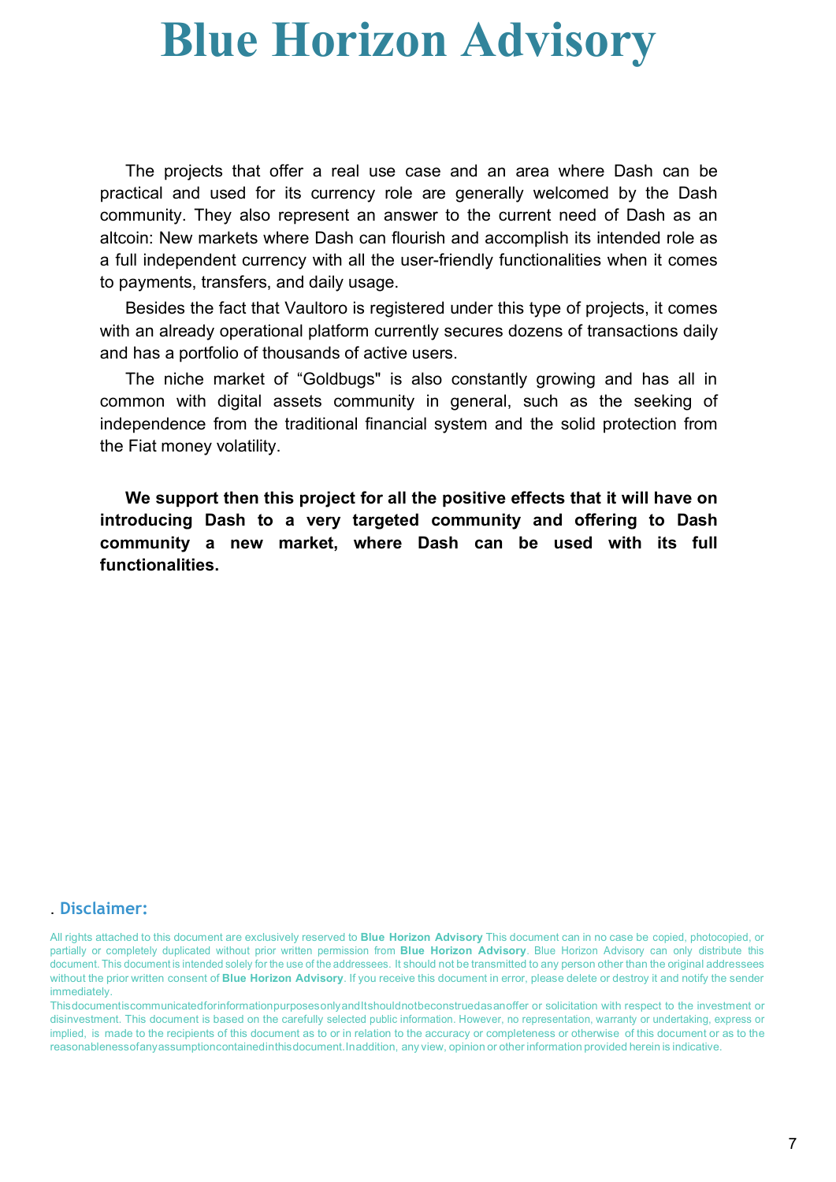# Blue Horizon Advisory

The projects that offer a real use case and an area where Dash can be practical and used for its currency role are generally welcomed by the Dash community. They also represent an answer to the current need of Dash as an altcoin: New markets where Dash can flourish and accomplish its intended role as a full independent currency with all the user-friendly functionalities when it comes to payments, transfers, and daily usage.

Besides the fact that Vaultoro is registered under this type of projects, it comes with an already operational platform currently secures dozens of transactions daily and has a portfolio of thousands of active users.

The niche market of "Goldbugs" is also constantly growing and has all in common with digital assets community in general, such as the seeking of independence from the traditional financial system and the solid protection from the Fiat money volatility.

**We support then this project for all the positive effects that it will have on introducing Dash to a very targeted community and offering to Dash community a new market, where Dash can be used with its full functionalities.**

. **Disclaimer:**

All rights attached to this document are exclusively reserved to **Blue Horizon Advisory** This document can in no case be copied, photocopied, or partially or completely duplicated without prior written permission from **Blue Horizon Advisory**. Blue Horizon Advisory can only distribute this document. This document is intended solely for the use of the addressees. It should not be transmitted to any person other than the original addressees without the prior written consent of **Blue Horizon Advisory**. If you receive this document in error, please delete or destroy it and notify the sender immediately.

Thisdocumentiscommunicatedforinformationpurposesonlyandltshouldnotbeconstruedasanoffer or solicitation with respect to the investment or disinvestment. This document is based on the carefully selected public information. However, no representation, warranty or undertaking, express or implied, is made to the recipients of this document as to or in relation to the accuracy or completeness or otherwise of this document or as to the reasonablenessofanyassumptioncontainedinthisdocument.Inaddition, any view, opinion or other information provided herein is indicative.